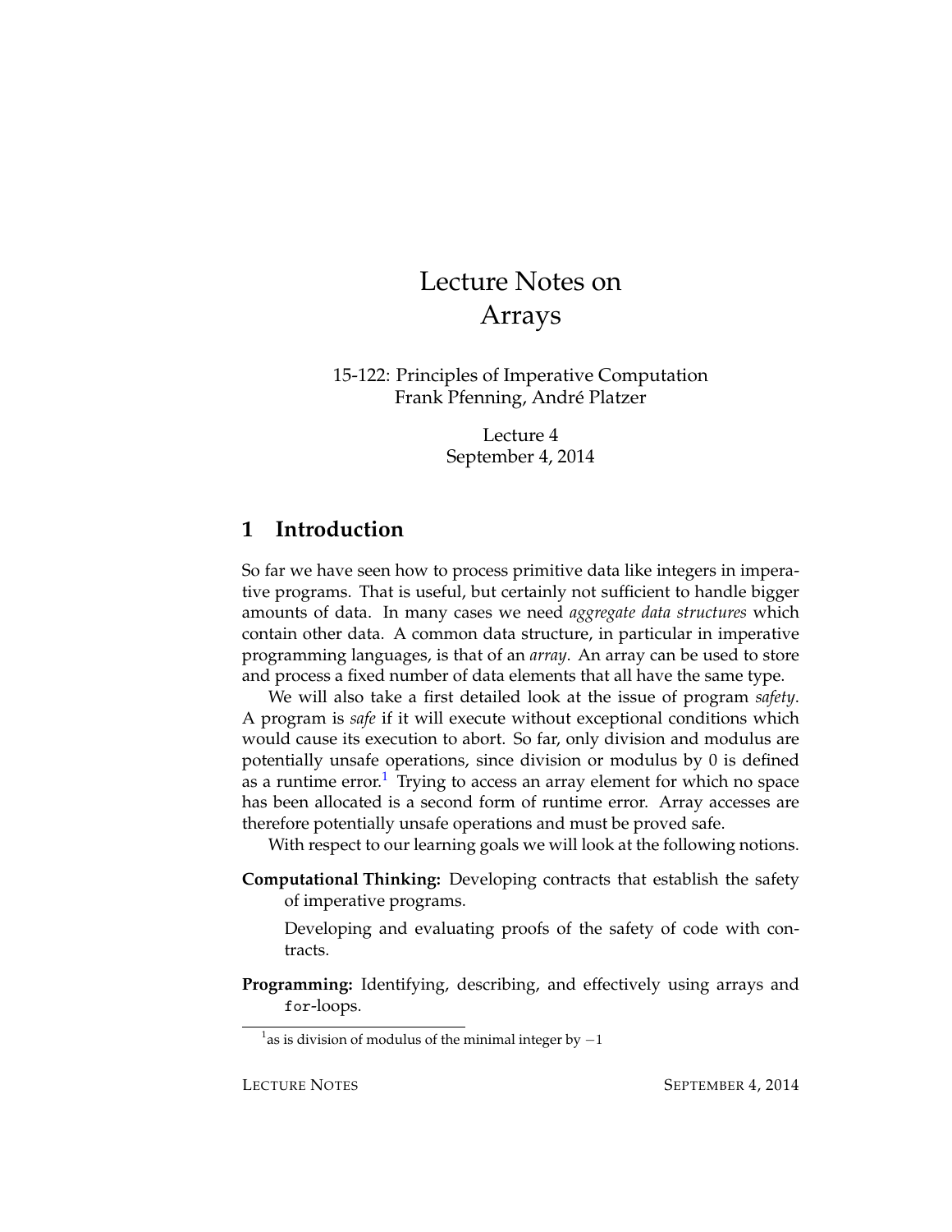# Lecture Notes on Arrays

15-122: Principles of Imperative Computation
Frank Pfenning, André Platzer

Lecture 4
September 4, 2014

## 1 Introduction

So far we have seen how to process primitive data like integers in imperative programs. That is useful, but certainly not sufficient to handle bigger amounts of data. In many cases we need *aggregate data structures* which contain other data. A common data structure, in particular in imperative programming languages, is that of an *array*. An array can be used to store and process a fixed number of data elements that all have the same type.

We will also take a first detailed look at the issue of program *safety*. A program is *safe* if it will execute without exceptional conditions which would cause its execution to abort. So far, only division and modulus are potentially unsafe operations, since division or modulus by 0 is defined as a runtime error.[1] Trying to access an array element for which no space has been allocated is a second form of runtime error. Array accesses are therefore potentially unsafe operations and must be proved safe.

With respect to our learning goals we will look at the following notions.

**Computational Thinking:** Developing contracts that establish the safety of imperative programs.

Developing and evaluating proofs of the safety of code with contracts.

**Programming:** Identifying, describing, and effectively using arrays and `for`-loops.

[1] as is division of modulus of the minimal integer by $-1$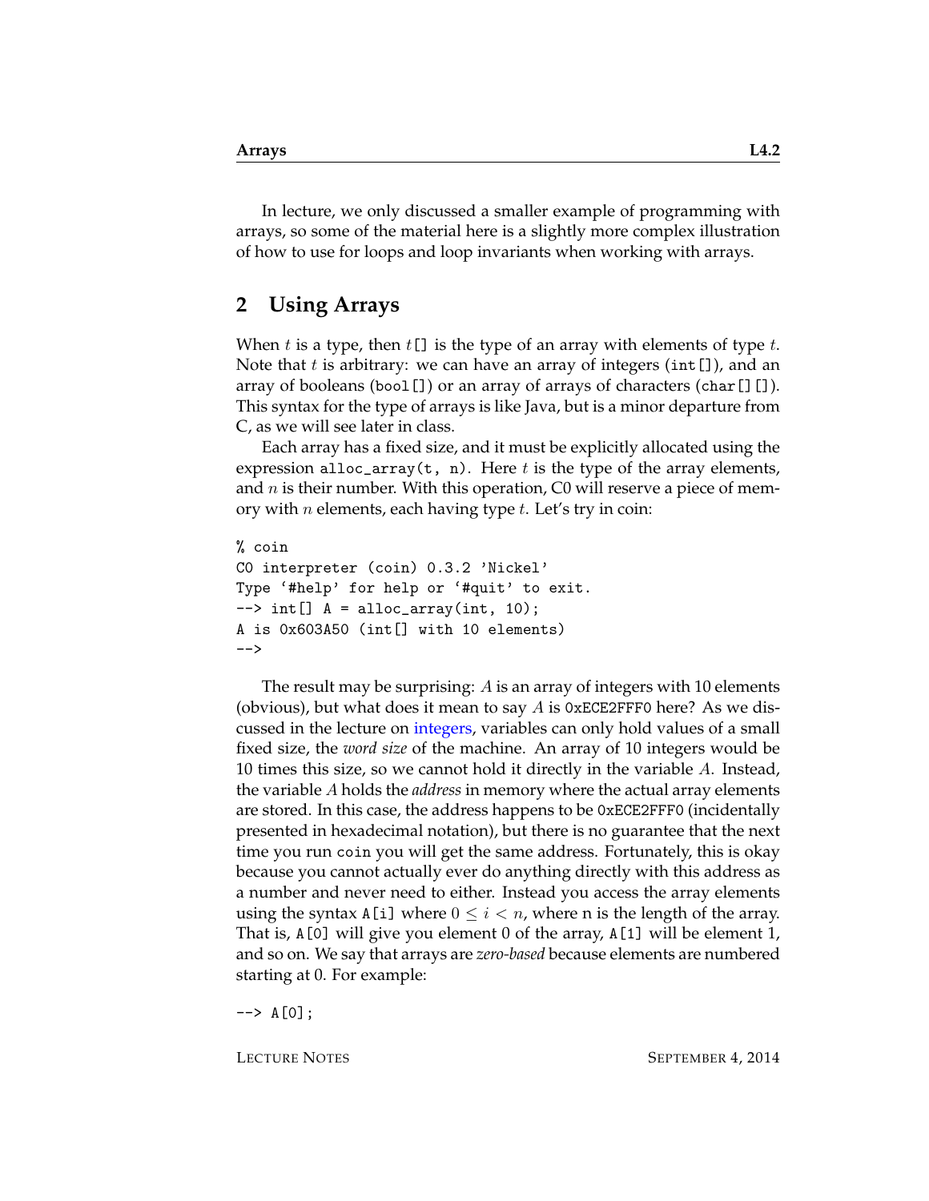In lecture, we only discussed a smaller example of programming with arrays, so some of the material here is a slightly more complex illustration of how to use for loops and loop invariants when working with arrays.

## 2 Using Arrays

When $t$ is a type, then $t$`[]` is the type of an array with elements of type $t$. Note that $t$ is arbitrary: we can have an array of integers (`int[]`), and an array of booleans (`bool[]`) or an array of arrays of characters (`char[][]`). This syntax for the type of arrays is like Java, but is a minor departure from C, as we will see later in class.

Each array has a fixed size, and it must be explicitly allocated using the expression `alloc_array(t, n)`. Here $t$ is the type of the array elements, and $n$ is their number. With this operation, C0 will reserve a piece of memory with $n$ elements, each having type $t$. Let's try in coin:

```
% coin
C0 interpreter (coin) 0.3.2 'Nickel'
Type '#help' for help or '#quit' to exit.
--> int[] A = alloc_array(int, 10);
A is 0x603A50 (int[] with 10 elements)
-->
```

The result may be surprising: $A$ is an array of integers with 10 elements (obvious), but what does it mean to say $A$ is `0xECE2FFF0` here? As we discussed in the lecture on integers, variables can only hold values of a small fixed size, the *word size* of the machine. An array of 10 integers would be 10 times this size, so we cannot hold it directly in the variable $A$. Instead, the variable $A$ holds the *address* in memory where the actual array elements are stored. In this case, the address happens to be `0xECE2FFF0` (incidentally presented in hexadecimal notation), but there is no guarantee that the next time you run `coin` you will get the same address. Fortunately, this is okay because you cannot actually ever do anything directly with this address as a number and never need to either. Instead you access the array elements using the syntax `A[i]` where $0 \leq i < n$, where n is the length of the array. That is, `A[0]` will give you element 0 of the array, `A[1]` will be element 1, and so on. We say that arrays are *zero-based* because elements are numbered starting at 0. For example:

```
--> A[0];
```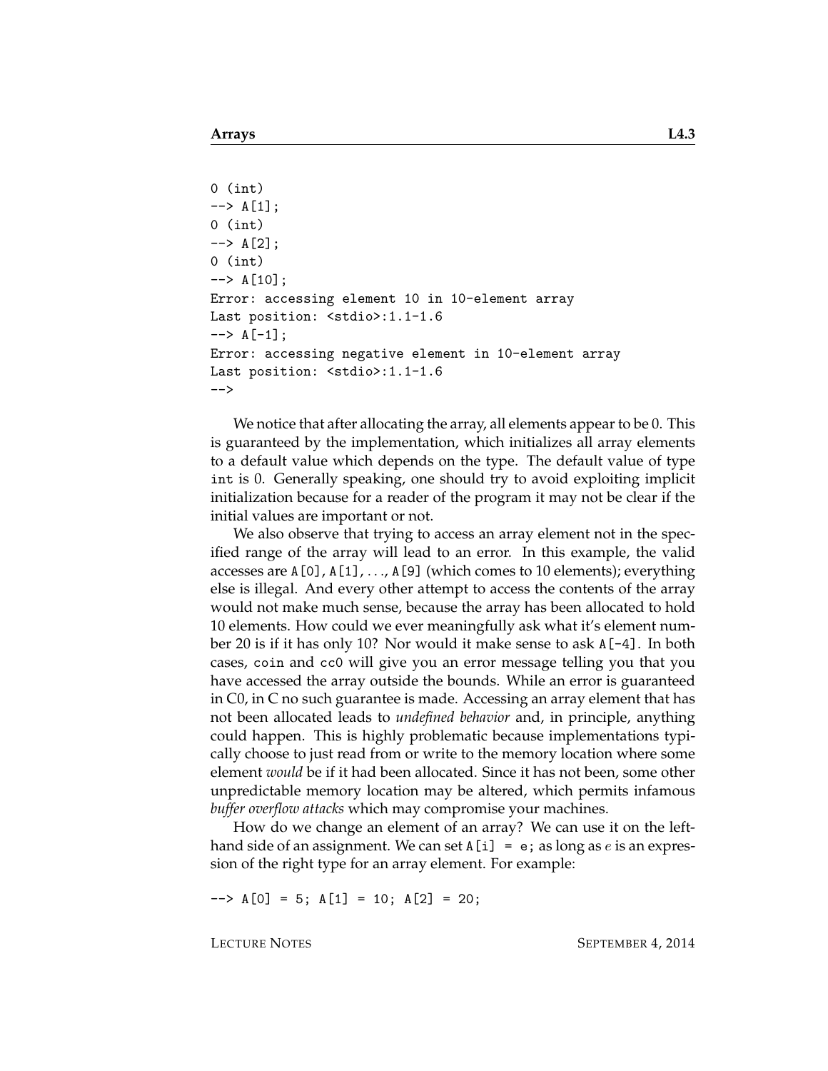```
0 (int)
--> A[1];
0 (int)
--> A[2];
0 (int)
--> A[10];
Error: accessing element 10 in 10-element array
Last position: <stdio>:1.1-1.6
--> A[-1];
Error: accessing negative element in 10-element array
Last position: <stdio>:1.1-1.6
-->
```

We notice that after allocating the array, all elements appear to be 0. This is guaranteed by the implementation, which initializes all array elements to a default value which depends on the type. The default value of type `int` is 0. Generally speaking, one should try to avoid exploiting implicit initialization because for a reader of the program it may not be clear if the initial values are important or not.

We also observe that trying to access an array element not in the specified range of the array will lead to an error. In this example, the valid accesses are `A[0]`, `A[1]`, ..., `A[9]` (which comes to 10 elements); everything else is illegal. And every other attempt to access the contents of the array would not make much sense, because the array has been allocated to hold 10 elements. How could we ever meaningfully ask what it's element number 20 is if it has only 10? Nor would it make sense to ask `A[-4]`. In both cases, `coin` and `cc0` will give you an error message telling you that you have accessed the array outside the bounds. While an error is guaranteed in C0, in C no such guarantee is made. Accessing an array element that has not been allocated leads to *undefined behavior* and, in principle, anything could happen. This is highly problematic because implementations typically choose to just read from or write to the memory location where some element *would* be if it had been allocated. Since it has not been, some other unpredictable memory location may be altered, which permits infamous *buffer overflow attacks* which may compromise your machines.

How do we change an element of an array? We can use it on the left-hand side of an assignment. We can set `A[i] = e;` as long as $e$ is an expression of the right type for an array element. For example:

```
--> A[0] = 5; A[1] = 10; A[2] = 20;
```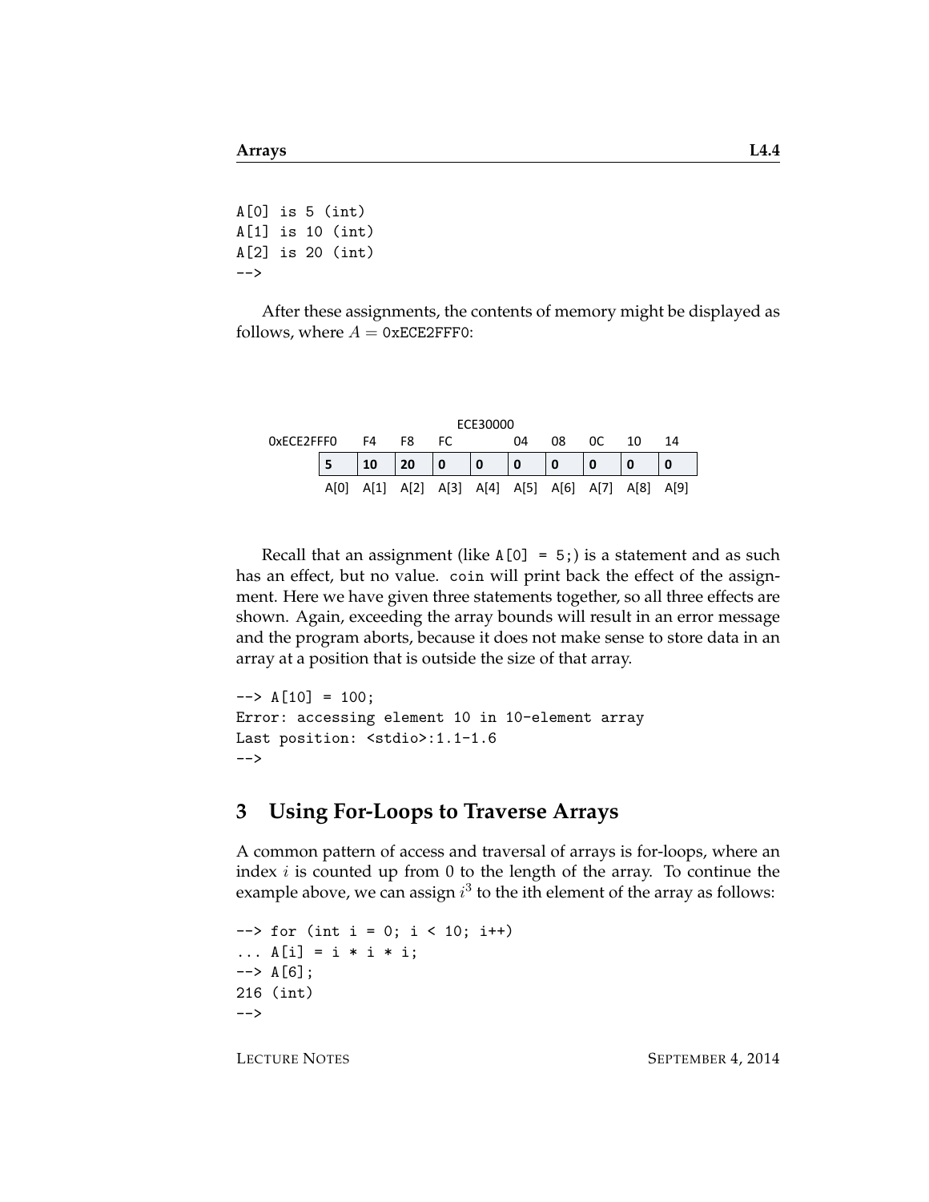```
A[0] is 5 (int)
A[1] is 10 (int)
A[2] is 20 (int)
-->
```

After these assignments, the contents of memory might be displayed as follows, where $A = $ 0xECE2FFF0:

| 0xECE2FFF0 | F4 | F8 | FC | ECE30000 | 04 | 08 | 0C | 10 | 14 |
|---|---|---|---|---|---|---|---|---|---|
| **5** | **10** | **20** | **0** | **0** | **0** | **0** | **0** | **0** | **0** |
| A[0] | A[1] | A[2] | A[3] | A[4] | A[5] | A[6] | A[7] | A[8] | A[9] |

Recall that an assignment (like `A[0] = 5;`) is a statement and as such has an effect, but no value. `coin` will print back the effect of the assignment. Here we have given three statements together, so all three effects are shown. Again, exceeding the array bounds will result in an error message and the program aborts, because it does not make sense to store data in an array at a position that is outside the size of that array.

```
--> A[10] = 100;
Error: accessing element 10 in 10-element array
Last position: <stdio>:1.1-1.6
-->
```

## 3 Using For-Loops to Traverse Arrays

A common pattern of access and traversal of arrays is for-loops, where an index $i$ is counted up from 0 to the length of the array. To continue the example above, we can assign $i^3$ to the ith element of the array as follows:

```
--> for (int i = 0; i < 10; i++)
... A[i] = i * i * i;
--> A[6];
216 (int)
-->
```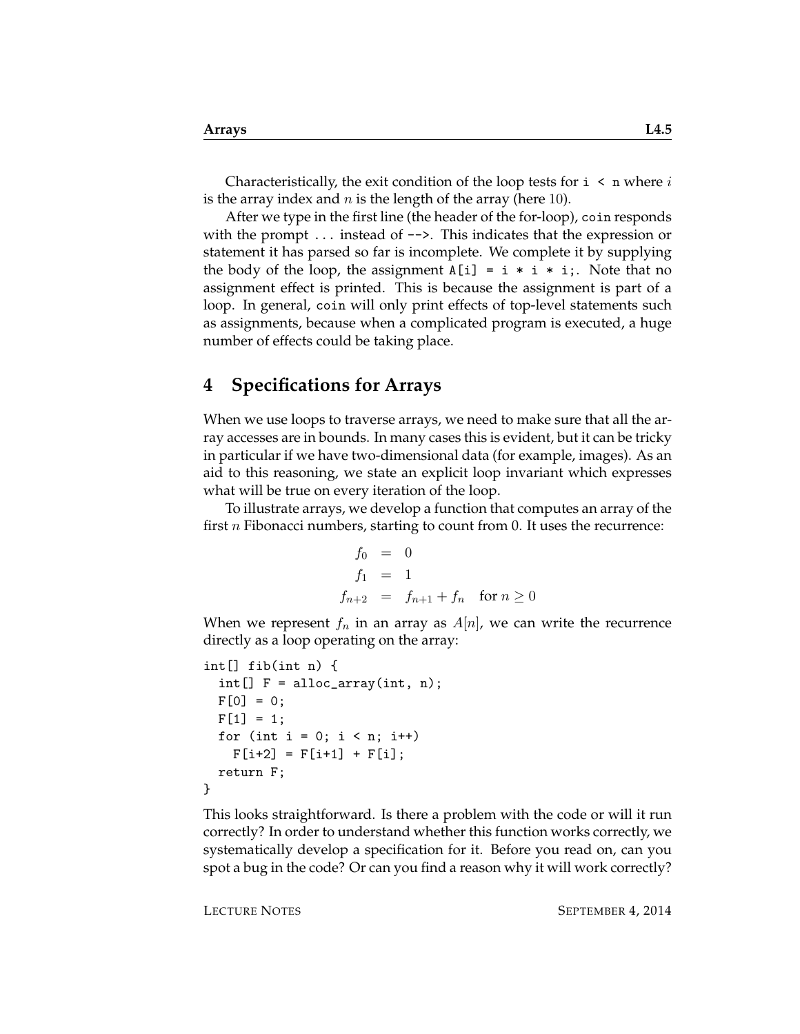Characteristically, the exit condition of the loop tests for `i < n` where $i$ is the array index and $n$ is the length of the array (here 10).

After we type in the first line (the header of the for-loop), `coin` responds with the prompt `...` instead of `-->`. This indicates that the expression or statement it has parsed so far is incomplete. We complete it by supplying the body of the loop, the assignment `A[i] = i * i * i;`. Note that no assignment effect is printed. This is because the assignment is part of a loop. In general, `coin` will only print effects of top-level statements such as assignments, because when a complicated program is executed, a huge number of effects could be taking place.

## 4 Specifications for Arrays

When we use loops to traverse arrays, we need to make sure that all the array accesses are in bounds. In many cases this is evident, but it can be tricky in particular if we have two-dimensional data (for example, images). As an aid to this reasoning, we state an explicit loop invariant which expresses what will be true on every iteration of the loop.

To illustrate arrays, we develop a function that computes an array of the first $n$ Fibonacci numbers, starting to count from 0. It uses the recurrence:

$$
\begin{aligned}
f_0 &= 0 \\
f_1 &= 1 \\
f_{n+2} &= f_{n+1} + f_n \quad \text{for } n \geq 0
\end{aligned}
$$

When we represent $f_n$ in an array as $A[n]$, we can write the recurrence directly as a loop operating on the array:

```
int[] fib(int n) {
  int[] F = alloc_array(int, n);
  F[0] = 0;
  F[1] = 1;
  for (int i = 0; i < n; i++)
    F[i+2] = F[i+1] + F[i];
  return F;
}
```

This looks straightforward. Is there a problem with the code or will it run correctly? In order to understand whether this function works correctly, we systematically develop a specification for it. Before you read on, can you spot a bug in the code? Or can you find a reason why it will work correctly?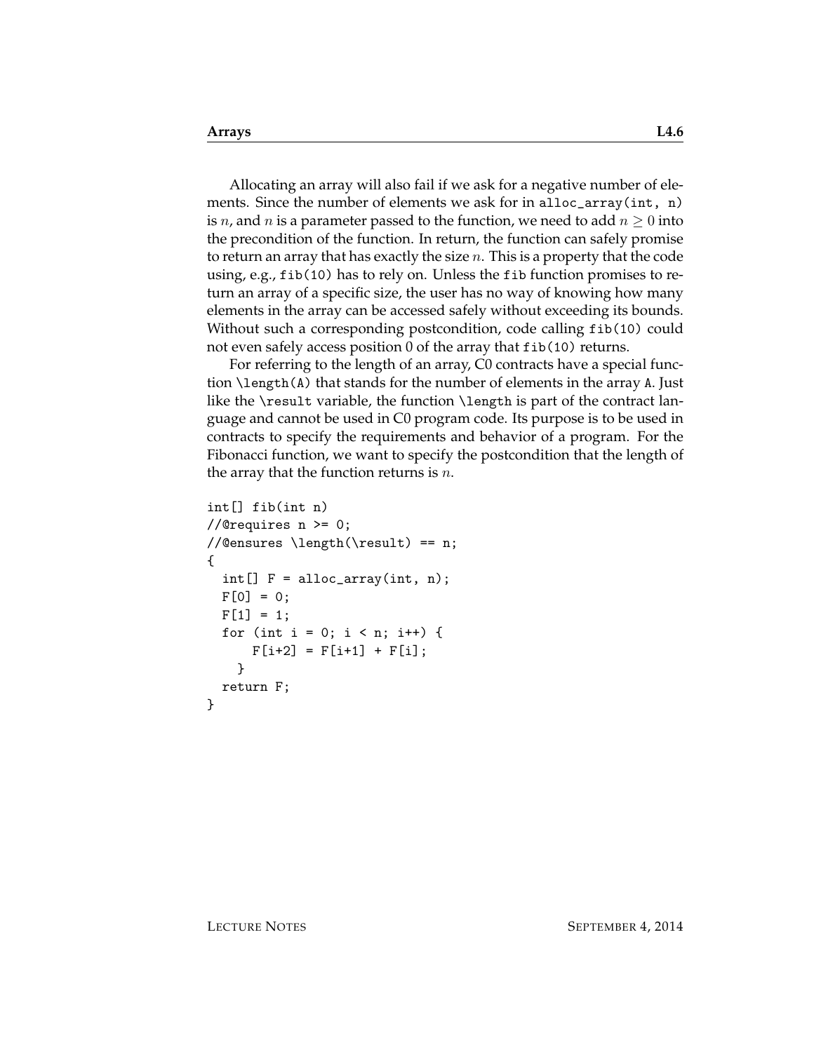Allocating an array will also fail if we ask for a negative number of elements. Since the number of elements we ask for in `alloc_array(int, n)` is $n$, and $n$ is a parameter passed to the function, we need to add $n \geq 0$ into the precondition of the function. In return, the function can safely promise to return an array that has exactly the size $n$. This is a property that the code using, e.g., `fib(10)` has to rely on. Unless the `fib` function promises to return an array of a specific size, the user has no way of knowing how many elements in the array can be accessed safely without exceeding its bounds. Without such a corresponding postcondition, code calling `fib(10)` could not even safely access position 0 of the array that `fib(10)` returns.

For referring to the length of an array, C0 contracts have a special function `\length(A)` that stands for the number of elements in the array `A`. Just like the `\result` variable, the function `\length` is part of the contract language and cannot be used in C0 program code. Its purpose is to be used in contracts to specify the requirements and behavior of a program. For the Fibonacci function, we want to specify the postcondition that the length of the array that the function returns is $n$.

```
int[] fib(int n)
//@requires n >= 0;
//@ensures \length(\result) == n;
{
  int[] F = alloc_array(int, n);
  F[0] = 0;
  F[1] = 1;
  for (int i = 0; i < n; i++) {
      F[i+2] = F[i+1] + F[i];
    }
  return F;
}
```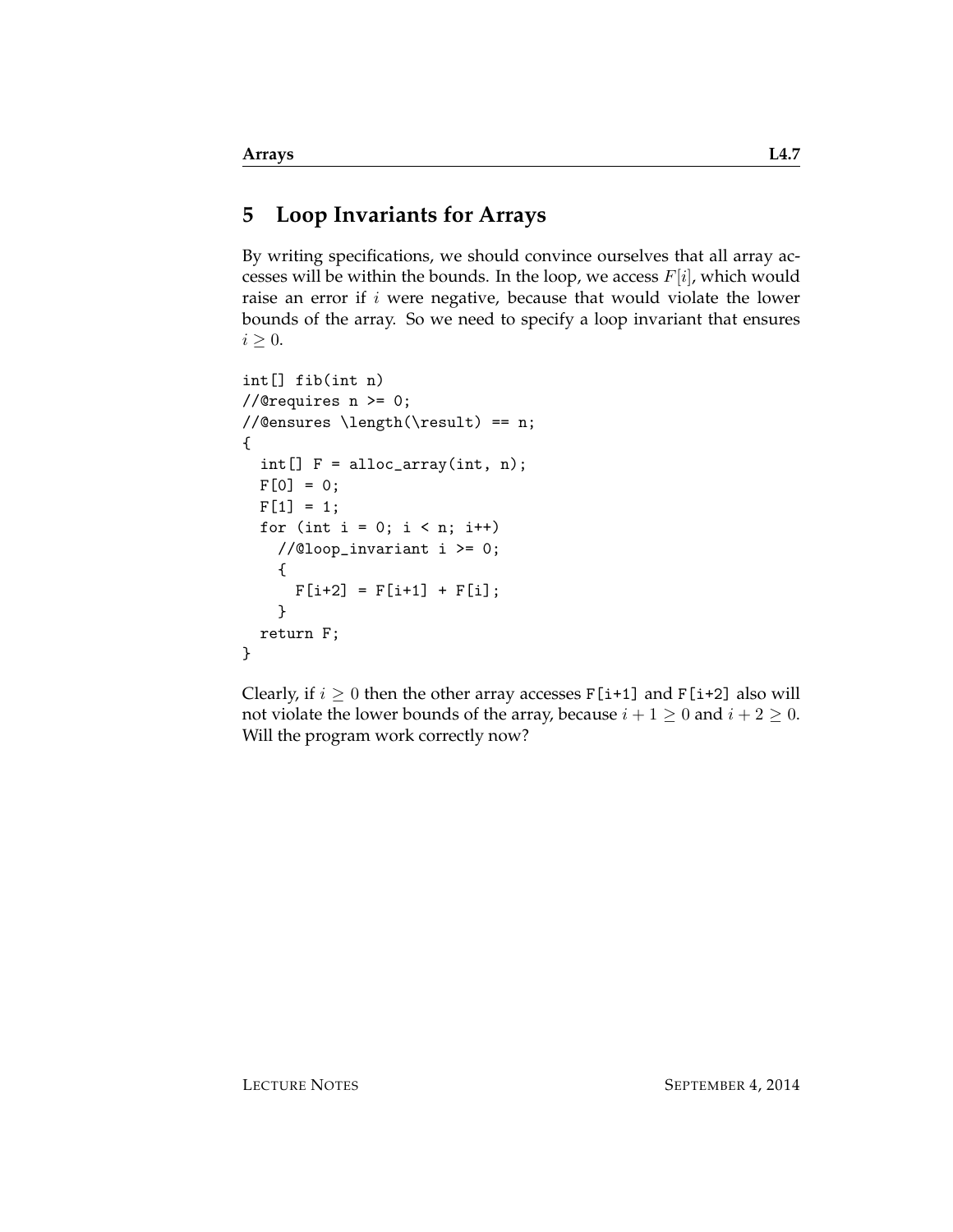## 5 Loop Invariants for Arrays

By writing specifications, we should convince ourselves that all array accesses will be within the bounds. In the loop, we access $F[i]$, which would raise an error if $i$ were negative, because that would violate the lower bounds of the array. So we need to specify a loop invariant that ensures $i \geq 0$.

```
int[] fib(int n)
//@requires n >= 0;
//@ensures \length(\result) == n;
{
  int[] F = alloc_array(int, n);
  F[0] = 0;
  F[1] = 1;
  for (int i = 0; i < n; i++)
    //@loop_invariant i >= 0;
    {
      F[i+2] = F[i+1] + F[i];
    }
  return F;
}
```

Clearly, if $i \geq 0$ then the other array accesses `F[i+1]` and `F[i+2]` also will not violate the lower bounds of the array, because $i + 1 \geq 0$ and $i + 2 \geq 0$. Will the program work correctly now?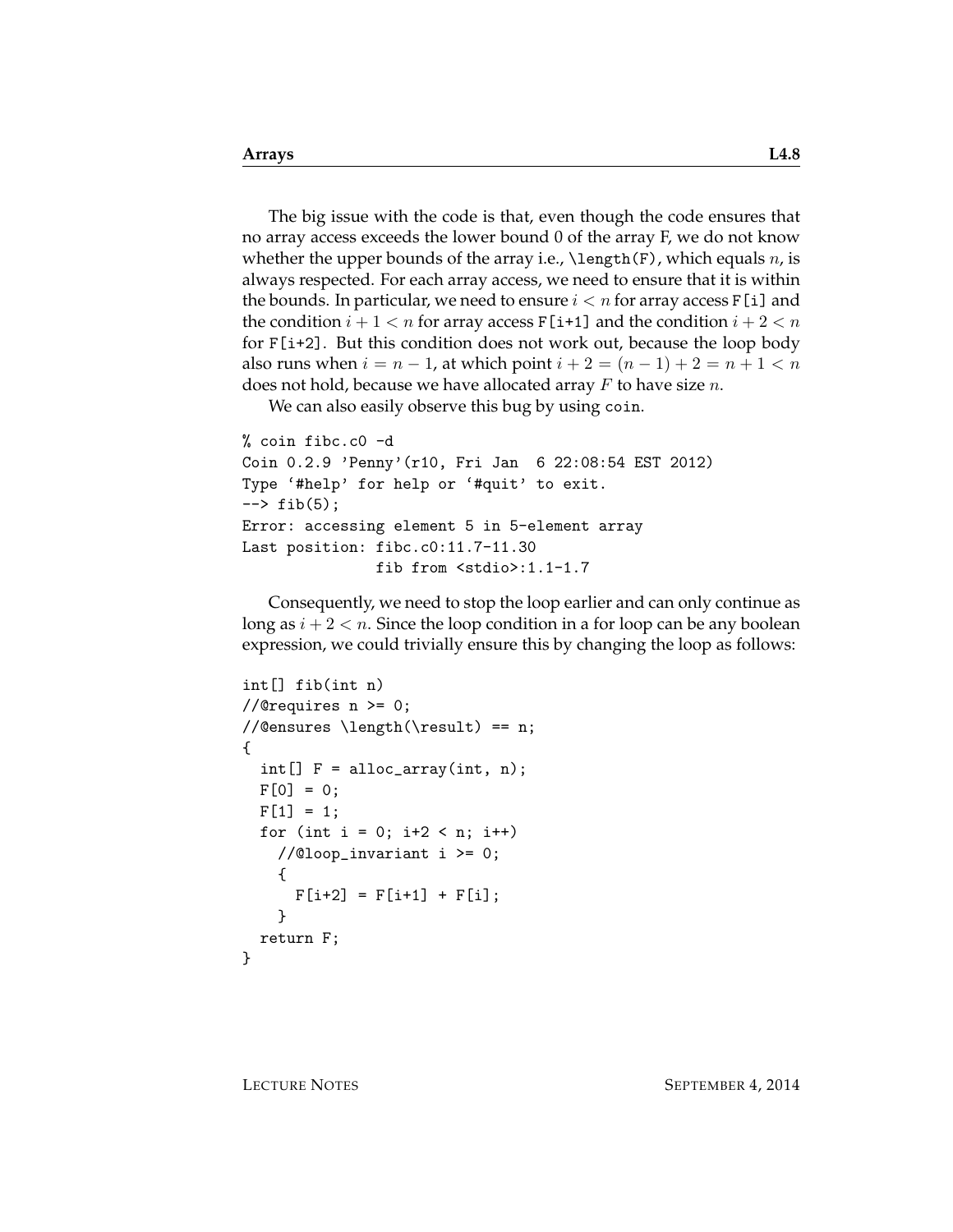The big issue with the code is that, even though the code ensures that no array access exceeds the lower bound 0 of the array F, we do not know whether the upper bounds of the array i.e., `\length(F)`, which equals $n$, is always respected. For each array access, we need to ensure that it is within the bounds. In particular, we need to ensure $i < n$ for array access `F[i]` and the condition $i + 1 < n$ for array access `F[i+1]` and the condition $i + 2 < n$ for `F[i+2]`. But this condition does not work out, because the loop body also runs when $i = n - 1$, at which point $i + 2 = (n - 1) + 2 = n + 1 < n$ does not hold, because we have allocated array $F$ to have size $n$.

We can also easily observe this bug by using `coin`.

```
% coin fibc.c0 -d
Coin 0.2.9 'Penny'(r10, Fri Jan  6 22:08:54 EST 2012)
Type '#help' for help or '#quit' to exit.
--> fib(5);
Error: accessing element 5 in 5-element array
Last position: fibc.c0:11.7-11.30
               fib from <stdio>:1.1-1.7
```

Consequently, we need to stop the loop earlier and can only continue as long as $i + 2 < n$. Since the loop condition in a for loop can be any boolean expression, we could trivially ensure this by changing the loop as follows:

```
int[] fib(int n)
//@requires n >= 0;
//@ensures \length(\result) == n;
{
  int[] F = alloc_array(int, n);
  F[0] = 0;
  F[1] = 1;
  for (int i = 0; i+2 < n; i++)
    //@loop_invariant i >= 0;
    {
      F[i+2] = F[i+1] + F[i];
    }
  return F;
}
```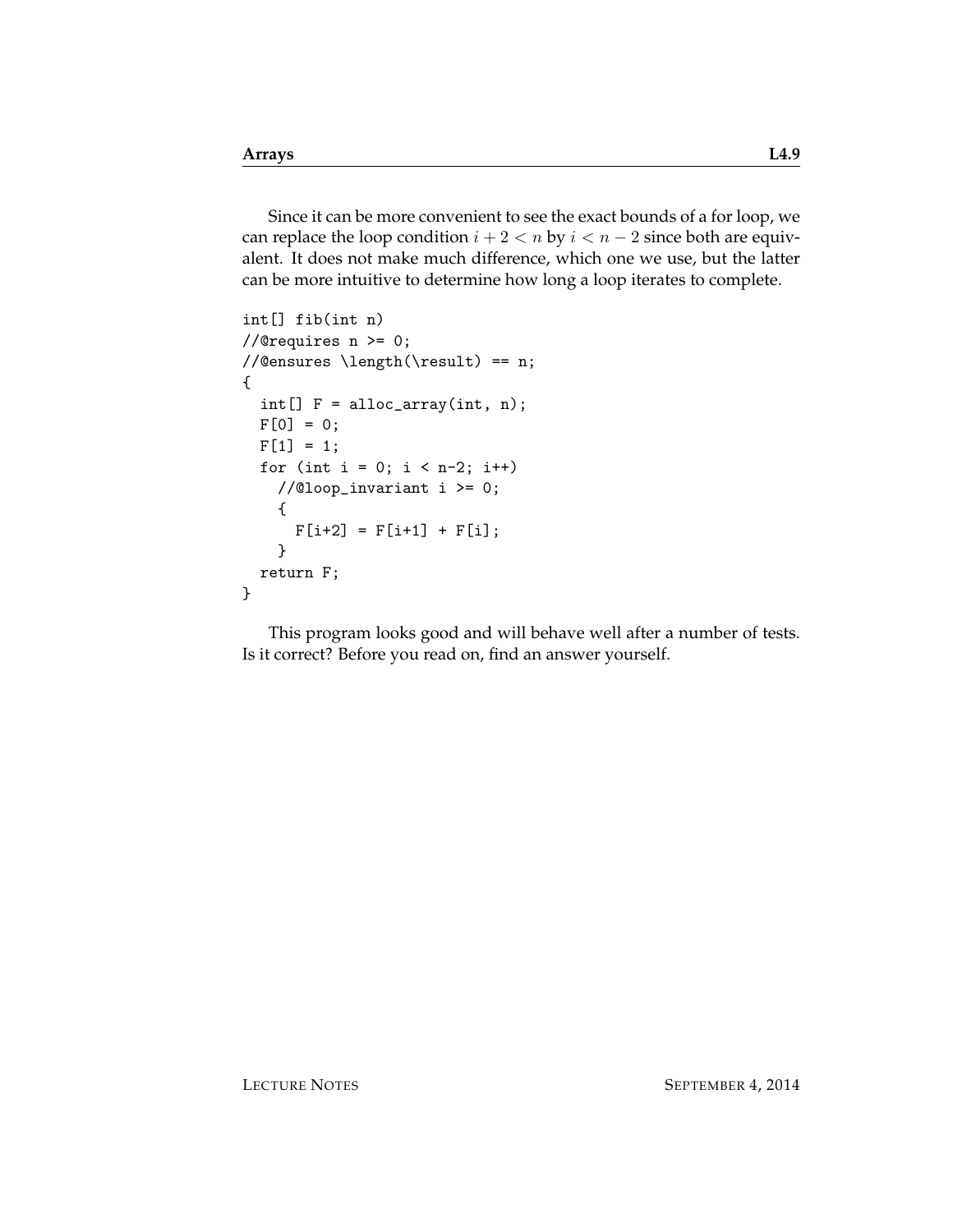Since it can be more convenient to see the exact bounds of a for loop, we can replace the loop condition $i + 2 < n$ by $i < n - 2$ since both are equivalent. It does not make much difference, which one we use, but the latter can be more intuitive to determine how long a loop iterates to complete.

```
int[] fib(int n)
//@requires n >= 0;
//@ensures \length(\result) == n;
{
  int[] F = alloc_array(int, n);
  F[0] = 0;
  F[1] = 1;
  for (int i = 0; i < n-2; i++)
    //@loop_invariant i >= 0;
    {
      F[i+2] = F[i+1] + F[i];
    }
  return F;
}
```

This program looks good and will behave well after a number of tests. Is it correct? Before you read on, find an answer yourself.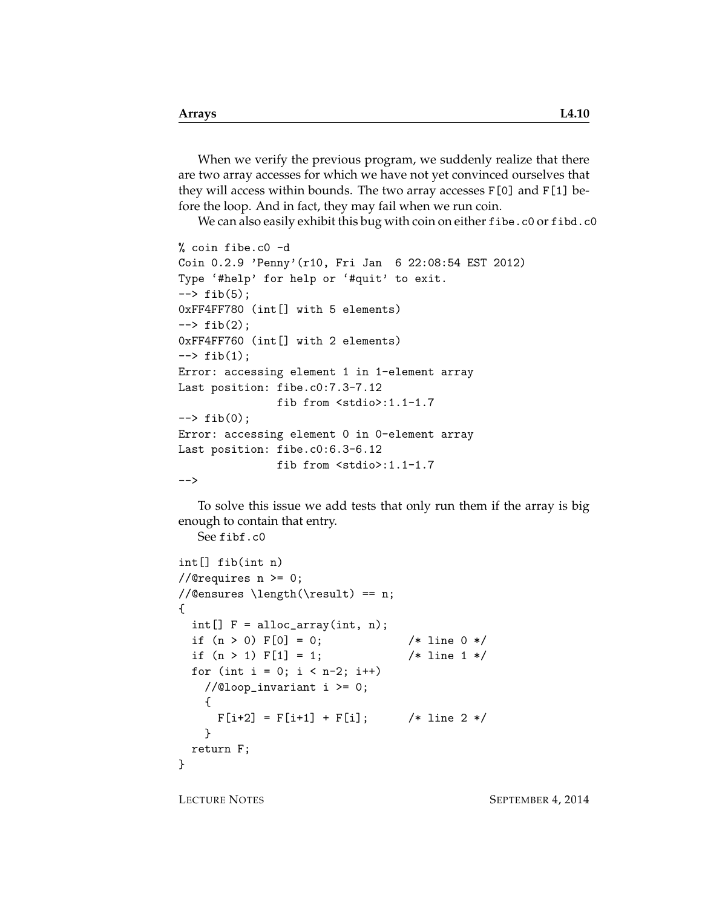When we verify the previous program, we suddenly realize that there are two array accesses for which we have not yet convinced ourselves that they will access within bounds. The two array accesses `F[0]` and `F[1]` before the loop. And in fact, they may fail when we run coin.

We can also easily exhibit this bug with coin on either `fibe.c0` or `fibd.c0`

```
% coin fibe.c0 -d
Coin 0.2.9 'Penny'(r10, Fri Jan  6 22:08:54 EST 2012)
Type '#help' for help or '#quit' to exit.
--> fib(5);
0xFF4FF780 (int[] with 5 elements)
--> fib(2);
0xFF4FF760 (int[] with 2 elements)
--> fib(1);
Error: accessing element 1 in 1-element array
Last position: fibe.c0:7.3-7.12
               fib from <stdio>:1.1-1.7
--> fib(0);
Error: accessing element 0 in 0-element array
Last position: fibe.c0:6.3-6.12
               fib from <stdio>:1.1-1.7
-->
```

To solve this issue we add tests that only run them if the array is big enough to contain that entry.

See `fibf.c0`

```
int[] fib(int n)
//@requires n >= 0;
//@ensures \length(\result) == n;
{
  int[] F = alloc_array(int, n);
  if (n > 0) F[0] = 0;            /* line 0 */
  if (n > 1) F[1] = 1;            /* line 1 */
  for (int i = 0; i < n-2; i++)
    //@loop_invariant i >= 0;
    {
      F[i+2] = F[i+1] + F[i];     /* line 2 */
    }
  return F;
}
```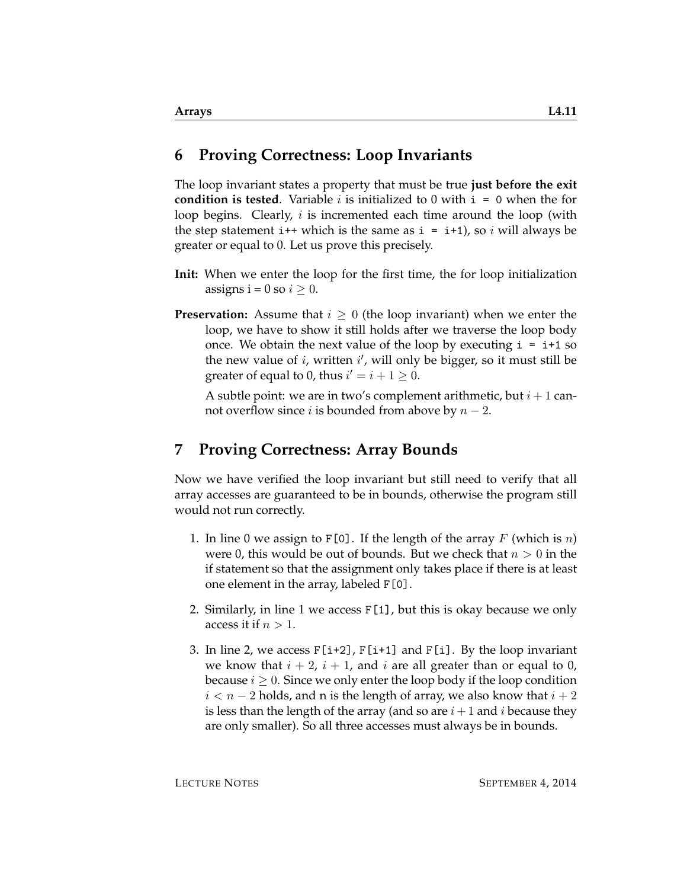## 6 Proving Correctness: Loop Invariants

The loop invariant states a property that must be true **just before the exit condition is tested**. Variable $i$ is initialized to 0 with `i = 0` when the for loop begins. Clearly, $i$ is incremented each time around the loop (with the step statement `i++` which is the same as `i = i+1`), so $i$ will always be greater or equal to 0. Let us prove this precisely.

**Init:** When we enter the loop for the first time, the for loop initialization assigns i = 0 so $i \geq 0$.

**Preservation:** Assume that $i \geq 0$ (the loop invariant) when we enter the loop, we have to show it still holds after we traverse the loop body once. We obtain the next value of the loop by executing `i = i+1` so the new value of $i$, written $i'$, will only be bigger, so it must still be greater of equal to 0, thus $i' = i + 1 \geq 0$.

A subtle point: we are in two's complement arithmetic, but $i + 1$ cannot overflow since $i$ is bounded from above by $n - 2$.

## 7 Proving Correctness: Array Bounds

Now we have verified the loop invariant but still need to verify that all array accesses are guaranteed to be in bounds, otherwise the program still would not run correctly.

1. In line 0 we assign to `F[0]`. If the length of the array $F$ (which is $n$) were 0, this would be out of bounds. But we check that $n > 0$ in the if statement so that the assignment only takes place if there is at least one element in the array, labeled `F[0]`.
2. Similarly, in line 1 we access `F[1]`, but this is okay because we only access it if $n > 1$.
3. In line 2, we access `F[i+2]`, `F[i+1]` and `F[i]`. By the loop invariant we know that $i + 2$, $i + 1$, and $i$ are all greater than or equal to 0, because $i \geq 0$. Since we only enter the loop body if the loop condition $i < n - 2$ holds, and n is the length of array, we also know that $i + 2$ is less than the length of the array (and so are $i + 1$ and $i$ because they are only smaller). So all three accesses must always be in bounds.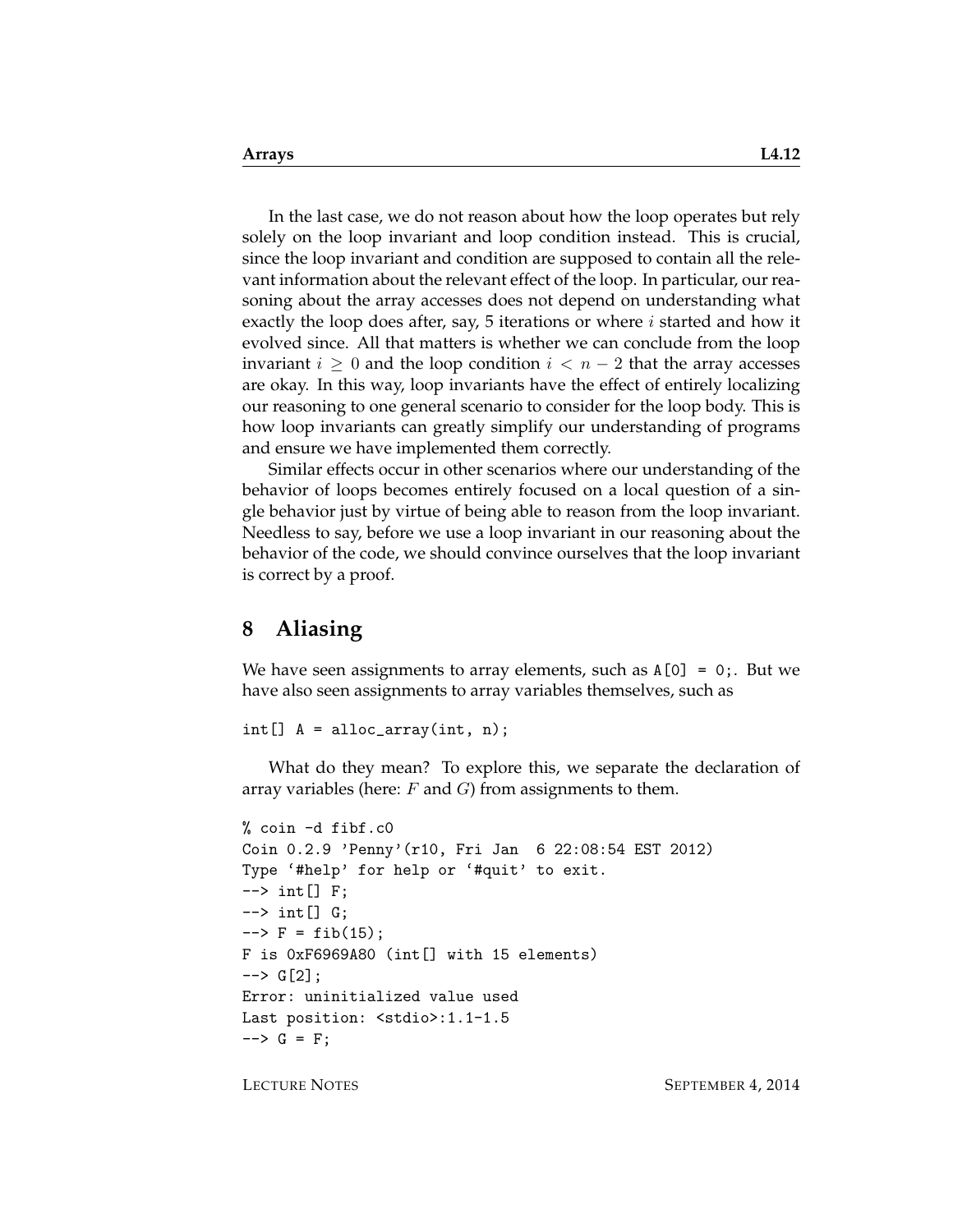In the last case, we do not reason about how the loop operates but rely solely on the loop invariant and loop condition instead. This is crucial, since the loop invariant and condition are supposed to contain all the relevant information about the relevant effect of the loop. In particular, our reasoning about the array accesses does not depend on understanding what exactly the loop does after, say, 5 iterations or where $i$ started and how it evolved since. All that matters is whether we can conclude from the loop invariant $i \geq 0$ and the loop condition $i < n - 2$ that the array accesses are okay. In this way, loop invariants have the effect of entirely localizing our reasoning to one general scenario to consider for the loop body. This is how loop invariants can greatly simplify our understanding of programs and ensure we have implemented them correctly.

Similar effects occur in other scenarios where our understanding of the behavior of loops becomes entirely focused on a local question of a single behavior just by virtue of being able to reason from the loop invariant. Needless to say, before we use a loop invariant in our reasoning about the behavior of the code, we should convince ourselves that the loop invariant is correct by a proof.

## 8 Aliasing

We have seen assignments to array elements, such as `A[0] = 0;`. But we have also seen assignments to array variables themselves, such as

```
int[] A = alloc_array(int, n);
```

What do they mean? To explore this, we separate the declaration of array variables (here: $F$ and $G$) from assignments to them.

```
% coin -d fibf.c0
Coin 0.2.9 'Penny'(r10, Fri Jan  6 22:08:54 EST 2012)
Type '#help' for help or '#quit' to exit.
--> int[] F;
--> int[] G;
--> F = fib(15);
F is 0xF6969A80 (int[] with 15 elements)
--> G[2];
Error: uninitialized value used
Last position: <stdio>:1.1-1.5
--> G = F;
```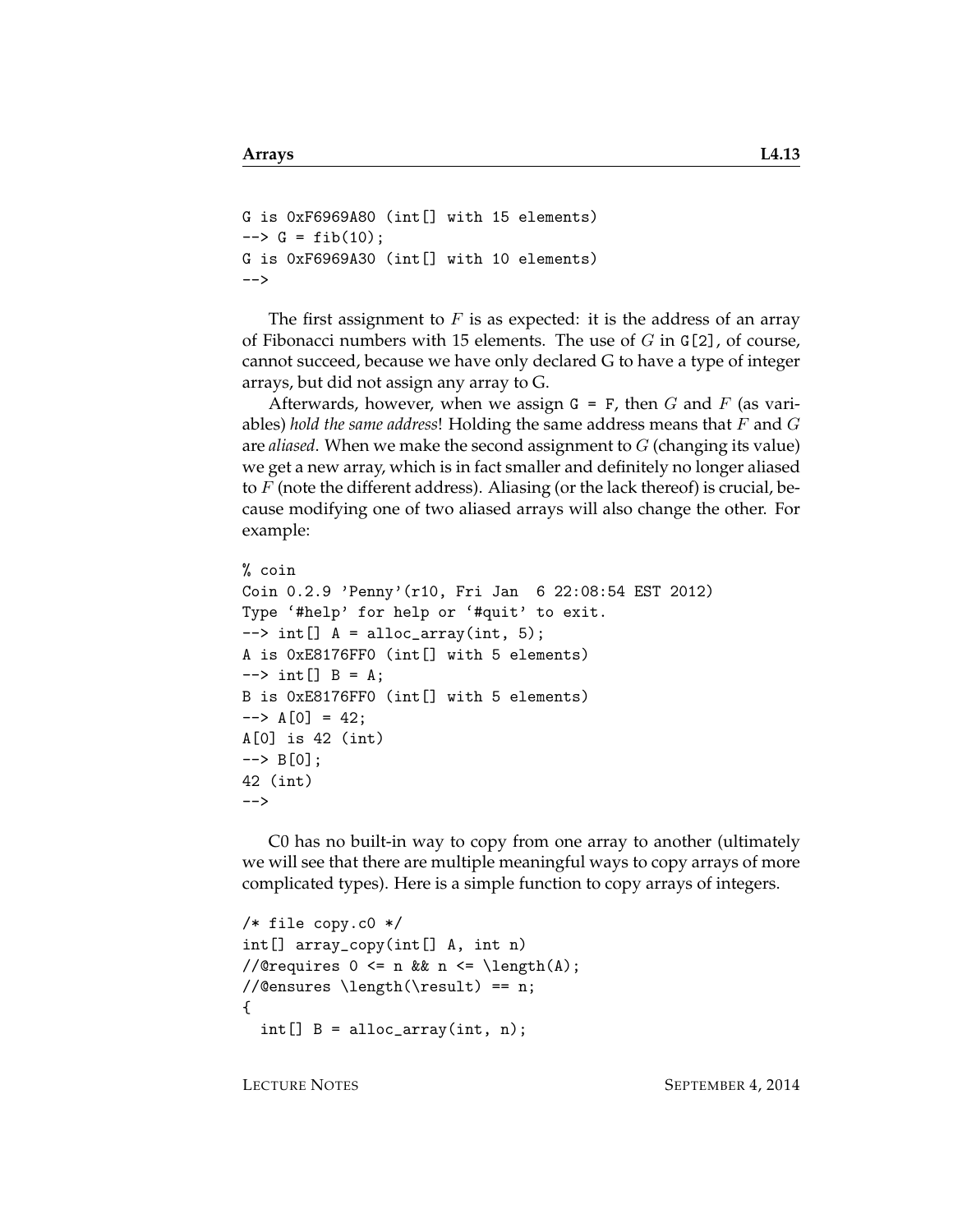```
G is 0xF6969A80 (int[] with 15 elements)
--> G = fib(10);
G is 0xF6969A30 (int[] with 10 elements)
-->
```

The first assignment to $F$ is as expected: it is the address of an array of Fibonacci numbers with 15 elements. The use of $G$ in `G[2]`, of course, cannot succeed, because we have only declared G to have a type of integer arrays, but did not assign any array to G.

Afterwards, however, when we assign `G = F`, then $G$ and $F$ (as variables) *hold the same address*! Holding the same address means that $F$ and $G$ are *aliased*. When we make the second assignment to $G$ (changing its value) we get a new array, which is in fact smaller and definitely no longer aliased to $F$ (note the different address). Aliasing (or the lack thereof) is crucial, because modifying one of two aliased arrays will also change the other. For example:

```
% coin
Coin 0.2.9 'Penny'(r10, Fri Jan  6 22:08:54 EST 2012)
Type '#help' for help or '#quit' to exit.
--> int[] A = alloc_array(int, 5);
A is 0xE8176FF0 (int[] with 5 elements)
--> int[] B = A;
B is 0xE8176FF0 (int[] with 5 elements)
--> A[0] = 42;
A[0] is 42 (int)
--> B[0];
42 (int)
-->
```

C0 has no built-in way to copy from one array to another (ultimately we will see that there are multiple meaningful ways to copy arrays of more complicated types). Here is a simple function to copy arrays of integers.

```
/* file copy.c0 */
int[] array_copy(int[] A, int n)
//@requires 0 <= n && n <= \length(A);
//@ensures \length(\result) == n;
{
  int[] B = alloc_array(int, n);
```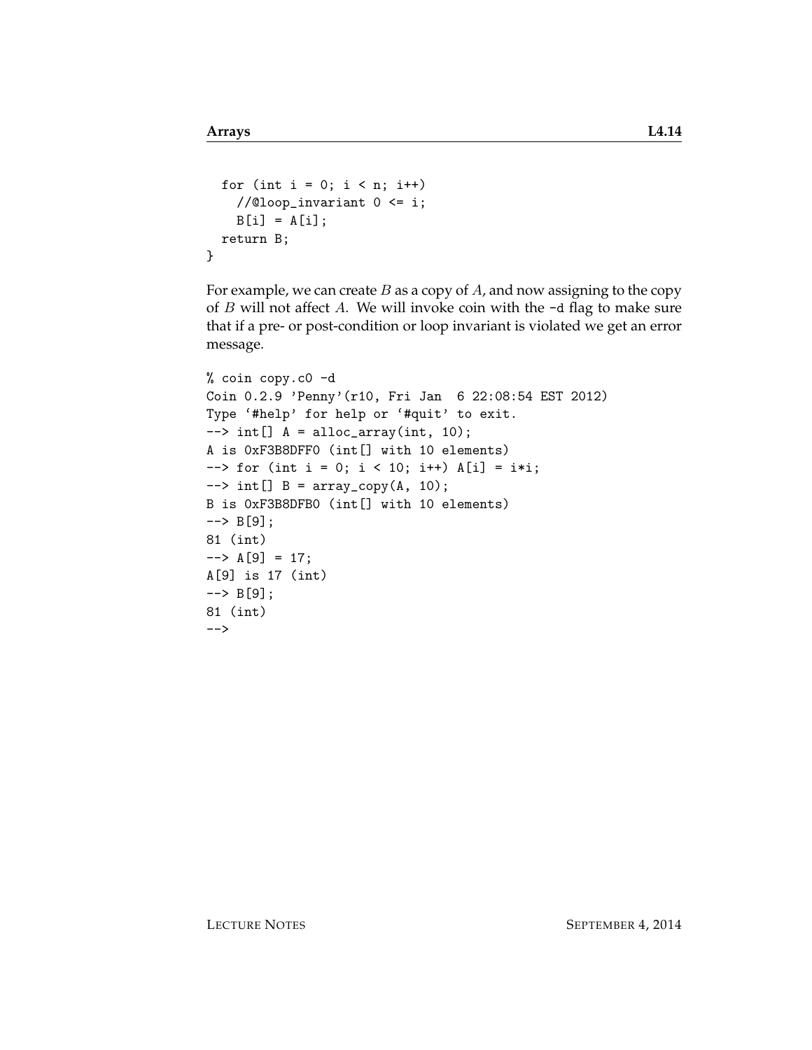```
  for (int i = 0; i < n; i++)
    //@loop_invariant 0 <= i;
    B[i] = A[i];
  return B;
}
```

For example, we can create $B$ as a copy of $A$, and now assigning to the copy of $B$ will not affect $A$. We will invoke coin with the `-d` flag to make sure that if a pre- or post-condition or loop invariant is violated we get an error message.

```
% coin copy.c0 -d
Coin 0.2.9 'Penny'(r10, Fri Jan  6 22:08:54 EST 2012)
Type '#help' for help or '#quit' to exit.
--> int[] A = alloc_array(int, 10);
A is 0xF3B8DFF0 (int[] with 10 elements)
--> for (int i = 0; i < 10; i++) A[i] = i*i;
--> int[] B = array_copy(A, 10);
B is 0xF3B8DFB0 (int[] with 10 elements)
--> B[9];
81 (int)
--> A[9] = 17;
A[9] is 17 (int)
--> B[9];
81 (int)
-->
```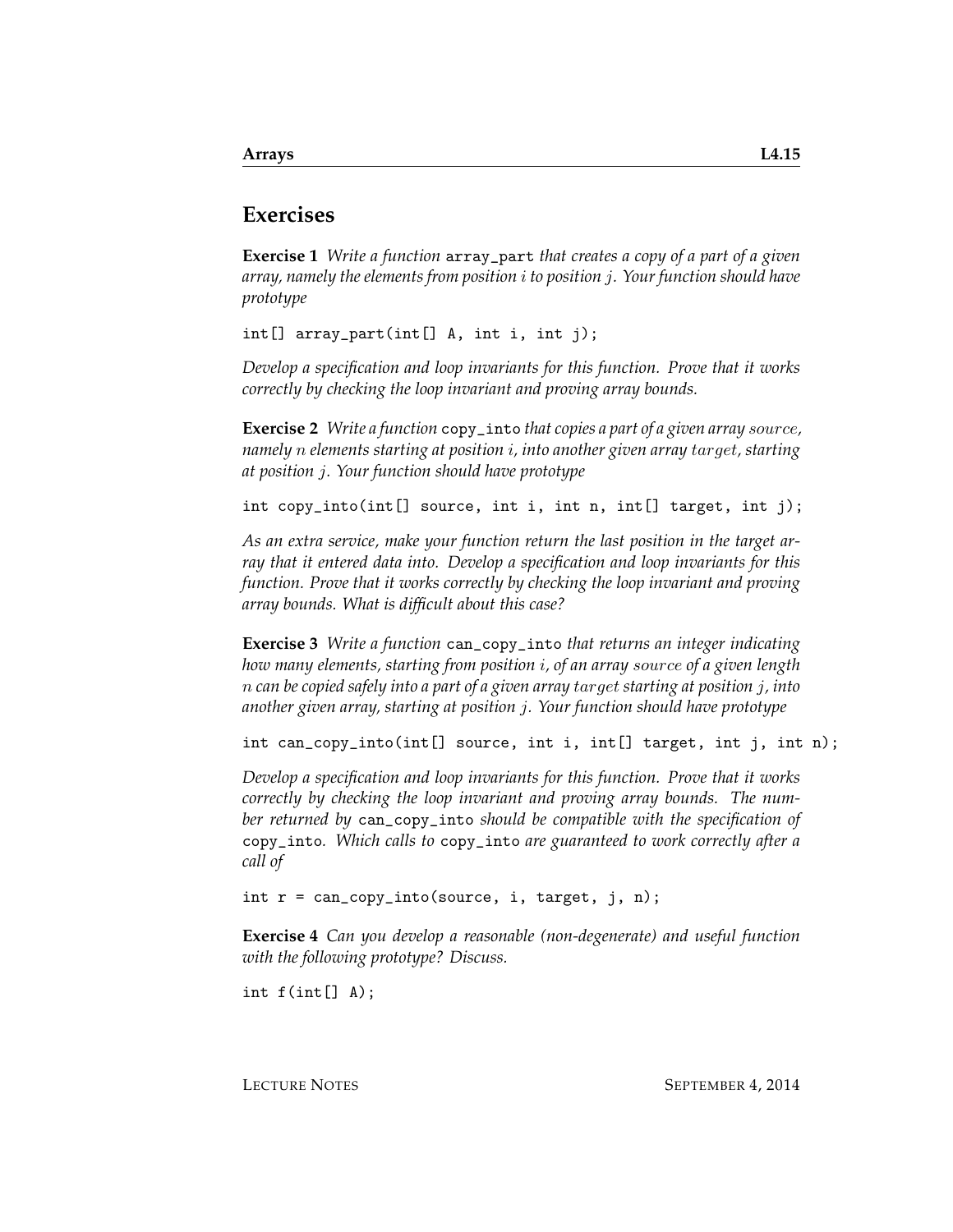## Exercises

**Exercise 1** *Write a function* `array_part` *that creates a copy of a part of a given array, namely the elements from position $i$ to position $j$. Your function should have prototype*

```
int[] array_part(int[] A, int i, int j);
```

*Develop a specification and loop invariants for this function. Prove that it works correctly by checking the loop invariant and proving array bounds.*

**Exercise 2** *Write a function* `copy_into` *that copies a part of a given array $source$, namely $n$ elements starting at position $i$, into another given array $target$, starting at position $j$. Your function should have prototype*

```
int copy_into(int[] source, int i, int n, int[] target, int j);
```

*As an extra service, make your function return the last position in the target array that it entered data into. Develop a specification and loop invariants for this function. Prove that it works correctly by checking the loop invariant and proving array bounds. What is difficult about this case?*

**Exercise 3** *Write a function* `can_copy_into` *that returns an integer indicating how many elements, starting from position $i$, of an array $source$ of a given length $n$ can be copied safely into a part of a given array $target$ starting at position $j$, into another given array, starting at position $j$. Your function should have prototype*

```
int can_copy_into(int[] source, int i, int[] target, int j, int n);
```

*Develop a specification and loop invariants for this function. Prove that it works correctly by checking the loop invariant and proving array bounds. The number returned by* `can_copy_into` *should be compatible with the specification of* `copy_into`*. Which calls to* `copy_into` *are guaranteed to work correctly after a call of*

```
int r = can_copy_into(source, i, target, j, n);
```

**Exercise 4** *Can you develop a reasonable (non-degenerate) and useful function with the following prototype? Discuss.*

```
int f(int[] A);
```